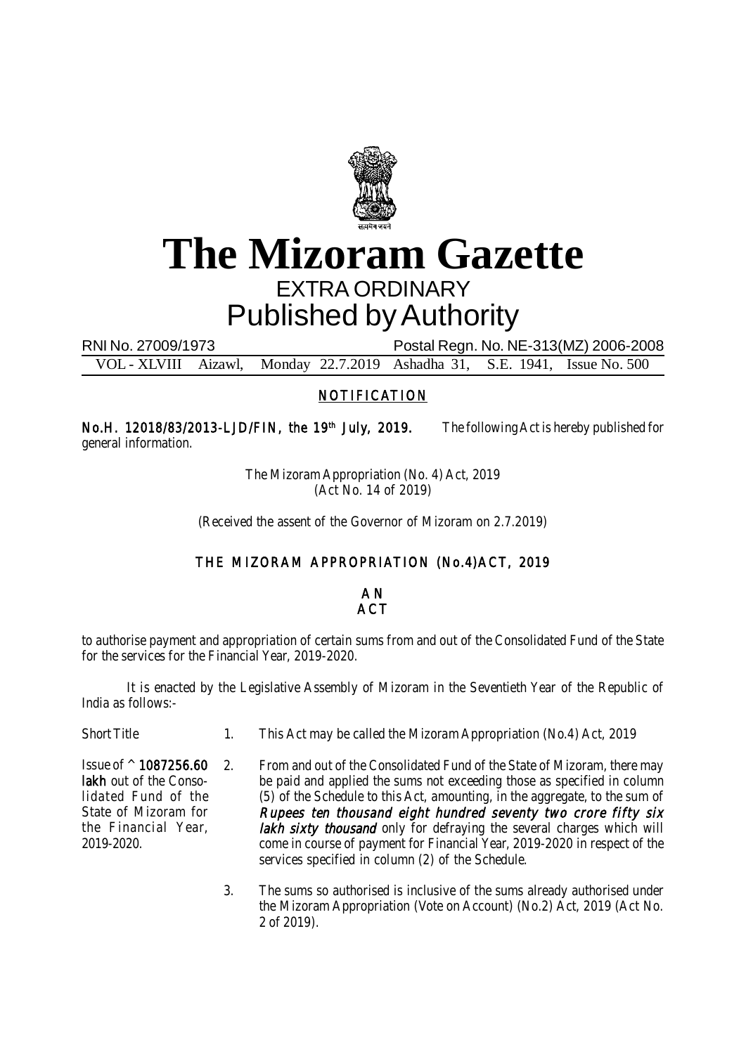# The Mizoram Gazette

EXTRA ORDINARY

Published by Authority

RNI No. 27009/1973 Postal Regn. No. NE-313(MZ) 2006-2008

VOL - XLVIII Aizawl, Monday 22.7.2019 Ashadha 31, S.E. 1941, Issue No. 500

## NOTIFICATION

**No.H. 12018/83/2013-LJD/FIN, the 19th July, 2019.** The following Act is hereby published for general information.

The Mizoram Appropriation (No. 4) Act, 2019
(Act No. 14 of 2019)

(Received the assent of the Governor of Mizoram on 2.7.2019)

## THE MIZORAM APPROPRIATION (No.4)ACT, 2019

**AN ACT**

to authorise payment and appropriation of certain sums from and out of the Consolidated Fund of the State for the services for the Financial Year, 2019-2020.

It is enacted by the Legislative Assembly of Mizoram in the Seventieth Year of the Republic of India as follows:-

Short Title

1. This Act may be called the Mizoram Appropriation (No.4) Act, 2019

Issue of ^ **1087256.60 lakh** out of the Consolidated Fund of the State of Mizoram for the Financial Year, 2019-2020.

2. From and out of the Consolidated Fund of the State of Mizoram, there may be paid and applied the sums not exceeding those as specified in column (5) of the Schedule to this Act, amounting, in the aggregate, to the sum of ***Rupees ten thousand eight hundred seventy two crore fifty six lakh sixty thousand*** only for defraying the several charges which will come in course of payment for Financial Year, 2019-2020 in respect of the services specified in column (2) of the Schedule.

3. The sums so authorised is inclusive of the sums already authorised under the Mizoram Appropriation (Vote on Account) (No.2) Act, 2019 (Act No. 2 of 2019).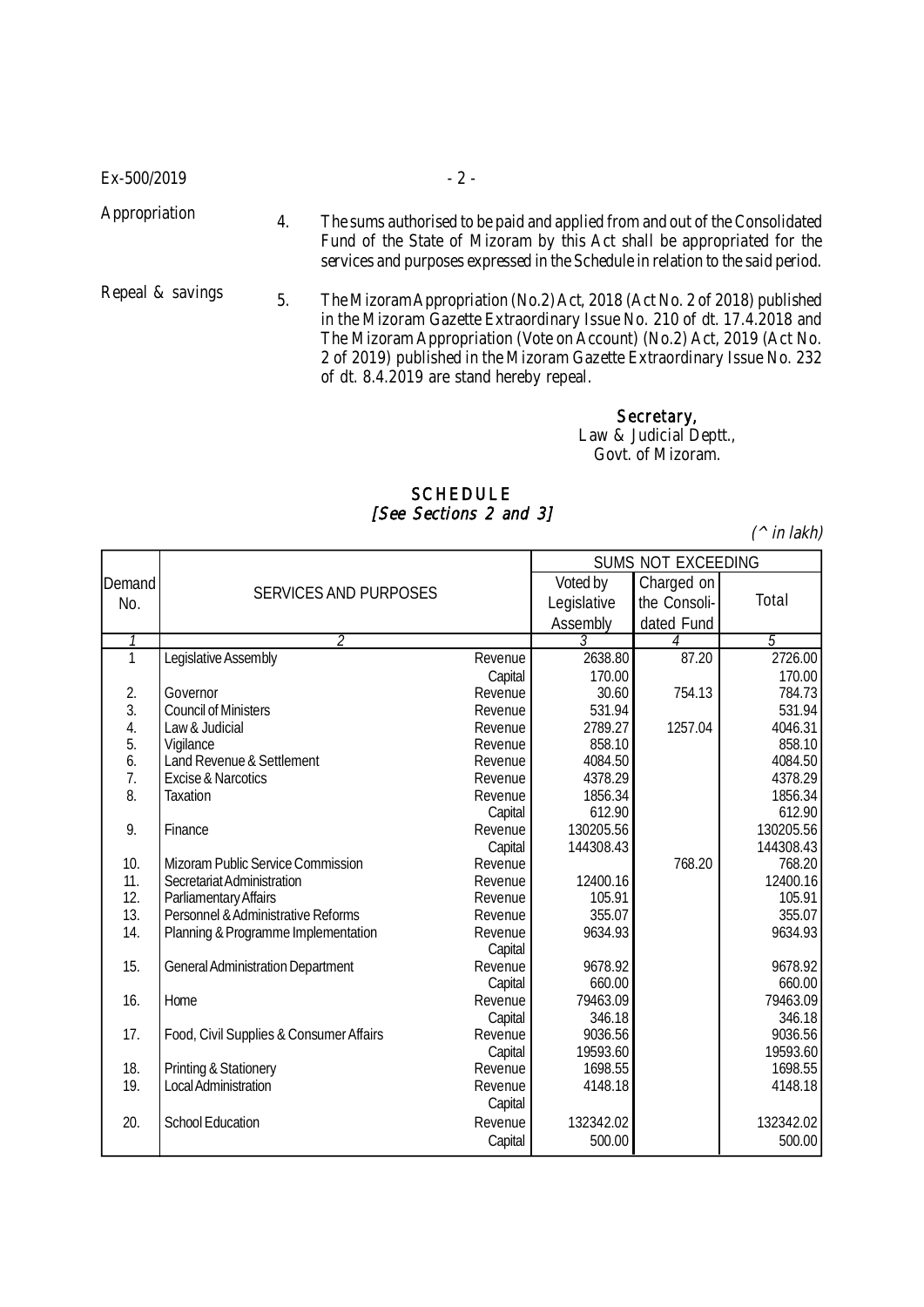Ex-500/2019

| | | |
|---|---|---|
| Appropriation | 4. | The sums authorised to be paid and applied from and out of the Consolidated Fund of the State of Mizoram by this Act shall be appropriated for the services and purposes expressed in the Schedule in relation to the said period. |
| Repeal & savings | 5. | The Mizoram Appropriation (No.2) Act, 2018 (Act No. 2 of 2018) published in the Mizoram Gazette Extraordinary Issue No. 210 of dt. 17.4.2018 and The Mizoram Appropriation (Vote on Account) (No.2) Act, 2019 (Act No. 2 of 2019) published in the Mizoram Gazette Extraordinary Issue No. 232 of dt. 8.4.2019 are stand hereby repeal. |

**Secretary,**
Law & Judicial Deptt.,
Govt. of Mizoram.

## SCHEDULE
*[See Sections 2 and 3]*

*(^ in lakh)*

| Demand No. | SERVICES AND PURPOSES | | SUMS NOT EXCEEDING | | |
|---|---|---|---|---|---|
| | | | Voted by Legislative Assembly | Charged on the Consolidated Fund | Total |
| *1* | *2* | | *3* | *4* | *5* |
| 1 | Legislative Assembly | Revenue | 2638.80 | 87.20 | 2726.00 |
| | | Capital | 170.00 | | 170.00 |
| 2. | Governor | Revenue | 30.60 | 754.13 | 784.73 |
| 3. | Council of Ministers | Revenue | 531.94 | | 531.94 |
| 4. | Law & Judicial | Revenue | 2789.27 | 1257.04 | 4046.31 |
| 5. | Vigilance | Revenue | 858.10 | | 858.10 |
| 6. | Land Revenue & Settlement | Revenue | 4084.50 | | 4084.50 |
| 7. | Excise & Narcotics | Revenue | 4378.29 | | 4378.29 |
| 8. | Taxation | Revenue | 1856.34 | | 1856.34 |
| | | Capital | 612.90 | | 612.90 |
| 9. | Finance | Revenue | 130205.56 | | 130205.56 |
| | | Capital | 144308.43 | | 144308.43 |
| 10. | Mizoram Public Service Commission | Revenue | | 768.20 | 768.20 |
| 11. | Secretariat Administration | Revenue | 12400.16 | | 12400.16 |
| 12. | Parliamentary Affairs | Revenue | 105.91 | | 105.91 |
| 13. | Personnel & Administrative Reforms | Revenue | 355.07 | | 355.07 |
| 14. | Planning & Programme Implementation | Revenue | 9634.93 | | 9634.93 |
| | | Capital | | | |
| 15. | General Administration Department | Revenue | 9678.92 | | 9678.92 |
| | | Capital | 660.00 | | 660.00 |
| 16. | Home | Revenue | 79463.09 | | 79463.09 |
| | | Capital | 346.18 | | 346.18 |
| 17. | Food, Civil Supplies & Consumer Affairs | Revenue | 9036.56 | | 9036.56 |
| | | Capital | 19593.60 | | 19593.60 |
| 18. | Printing & Stationery | Revenue | 1698.55 | | 1698.55 |
| 19. | Local Administration | Revenue | 4148.18 | | 4148.18 |
| | | Capital | | | |
| 20. | School Education | Revenue | 132342.02 | | 132342.02 |
| | | Capital | 500.00 | | 500.00 |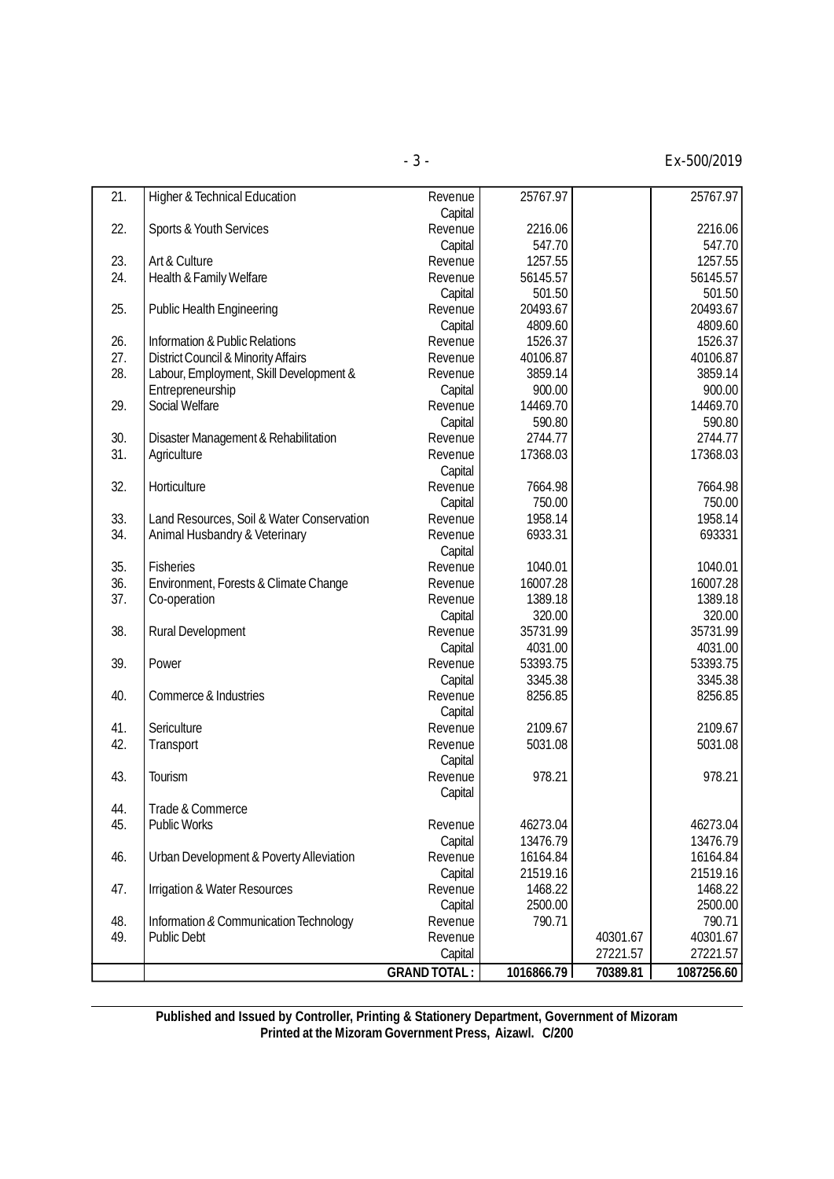| | | | | | |
|---|---|---|---|---|---|
| 21. | Higher & Technical Education | Revenue | 25767.97 | | 25767.97 |
| | | Capital | | | |
| 22. | Sports & Youth Services | Revenue | 2216.06 | | 2216.06 |
| | | Capital | 547.70 | | 547.70 |
| 23. | Art & Culture | Revenue | 1257.55 | | 1257.55 |
| 24. | Health & Family Welfare | Revenue | 56145.57 | | 56145.57 |
| | | Capital | 501.50 | | 501.50 |
| 25. | Public Health Engineering | Revenue | 20493.67 | | 20493.67 |
| | | Capital | 4809.60 | | 4809.60 |
| 26. | Information & Public Relations | Revenue | 1526.37 | | 1526.37 |
| 27. | District Council & Minority Affairs | Revenue | 40106.87 | | 40106.87 |
| 28. | Labour, Employment, Skill Development & | Revenue | 3859.14 | | 3859.14 |
| | Entrepreneurship | Capital | 900.00 | | 900.00 |
| 29. | Social Welfare | Revenue | 14469.70 | | 14469.70 |
| | | Capital | 590.80 | | 590.80 |
| 30. | Disaster Management & Rehabilitation | Revenue | 2744.77 | | 2744.77 |
| 31. | Agriculture | Revenue | 17368.03 | | 17368.03 |
| | | Capital | | | |
| 32. | Horticulture | Revenue | 7664.98 | | 7664.98 |
| | | Capital | 750.00 | | 750.00 |
| 33. | Land Resources, Soil & Water Conservation | Revenue | 1958.14 | | 1958.14 |
| 34. | Animal Husbandry & Veterinary | Revenue | 6933.31 | | 693331 |
| | | Capital | | | |
| 35. | Fisheries | Revenue | 1040.01 | | 1040.01 |
| 36. | Environment, Forests & Climate Change | Revenue | 16007.28 | | 16007.28 |
| 37. | Co-operation | Revenue | 1389.18 | | 1389.18 |
| | | Capital | 320.00 | | 320.00 |
| 38. | Rural Development | Revenue | 35731.99 | | 35731.99 |
| | | Capital | 4031.00 | | 4031.00 |
| 39. | Power | Revenue | 53393.75 | | 53393.75 |
| | | Capital | 3345.38 | | 3345.38 |
| 40. | Commerce & Industries | Revenue | 8256.85 | | 8256.85 |
| | | Capital | | | |
| 41. | Sericulture | Revenue | 2109.67 | | 2109.67 |
| 42. | Transport | Revenue | 5031.08 | | 5031.08 |
| | | Capital | | | |
| 43. | Tourism | Revenue | 978.21 | | 978.21 |
| | | Capital | | | |
| 44. | Trade & Commerce | | | | |
| 45. | Public Works | Revenue | 46273.04 | | 46273.04 |
| | | Capital | 13476.79 | | 13476.79 |
| 46. | Urban Development & Poverty Alleviation | Revenue | 16164.84 | | 16164.84 |
| | | Capital | 21519.16 | | 21519.16 |
| 47. | Irrigation & Water Resources | Revenue | 1468.22 | | 1468.22 |
| | | Capital | 2500.00 | | 2500.00 |
| 48. | Information & Communication Technology | Revenue | 790.71 | | 790.71 |
| 49. | Public Debt | Revenue | | 40301.67 | 40301.67 |
| | | Capital | | 27221.57 | 27221.57 |
| | | **GRAND TOTAL :** | **1016866.79** | **70389.81** | **1087256.60** |

**Published and Issued by Controller, Printing & Stationery Department, Government of Mizoram**
**Printed at the Mizoram Government Press, Aizawl. C/200**